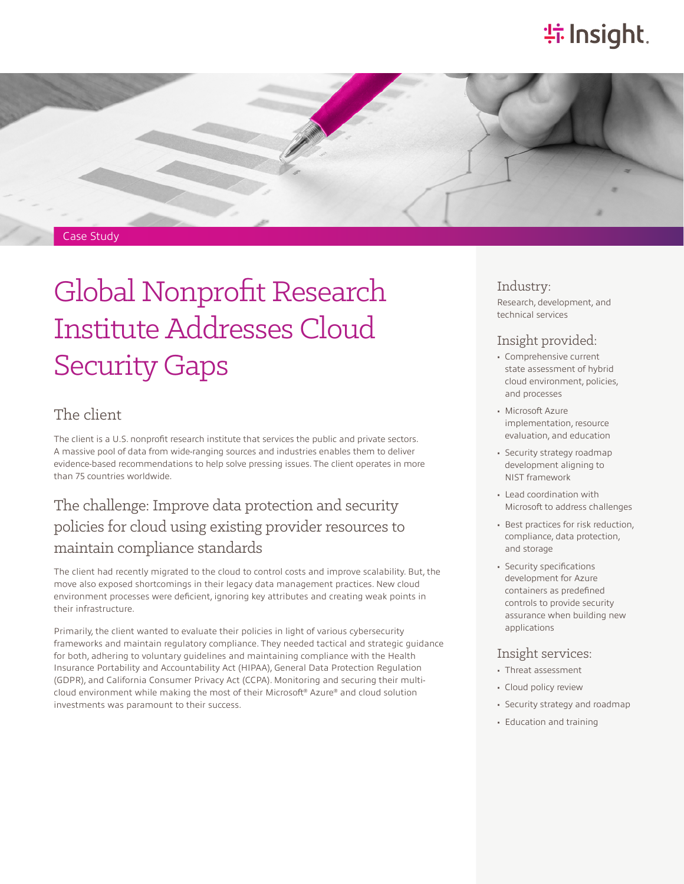Case Study

# Global Nonprofit Research Institute Addresses Cloud Security Gaps

## The client

The client is a U.S. nonprofit research institute that services the public and private sectors. A massive pool of data from wide-ranging sources and industries enables them to deliver evidence-based recommendations to help solve pressing issues. The client operates in more than 75 countries worldwide.

## The challenge: Improve data protection and security policies for cloud using existing provider resources to maintain compliance standards

The client had recently migrated to the cloud to control costs and improve scalability. But, the move also exposed shortcomings in their legacy data management practices. New cloud environment processes were deficient, ignoring key attributes and creating weak points in their infrastructure.

Primarily, the client wanted to evaluate their policies in light of various cybersecurity frameworks and maintain regulatory compliance. They needed tactical and strategic guidance for both, adhering to voluntary guidelines and maintaining compliance with the Health Insurance Portability and Accountability Act (HIPAA), General Data Protection Regulation (GDPR), and California Consumer Privacy Act (CCPA). Monitoring and securing their multi-cloud environment while making the most of their Microsoft® Azure® and cloud solution investments was paramount to their success.

### Industry:

Research, development, and technical services

### Insight provided:

- Comprehensive current state assessment of hybrid cloud environment, policies, and processes
- Microsoft Azure implementation, resource evaluation, and education
- Security strategy roadmap development aligning to NIST framework
- Lead coordination with Microsoft to address challenges
- Best practices for risk reduction, compliance, data protection, and storage
- Security specifications development for Azure containers as predefined controls to provide security assurance when building new applications

### Insight services:

- Threat assessment
- Cloud policy review
- Security strategy and roadmap
- Education and training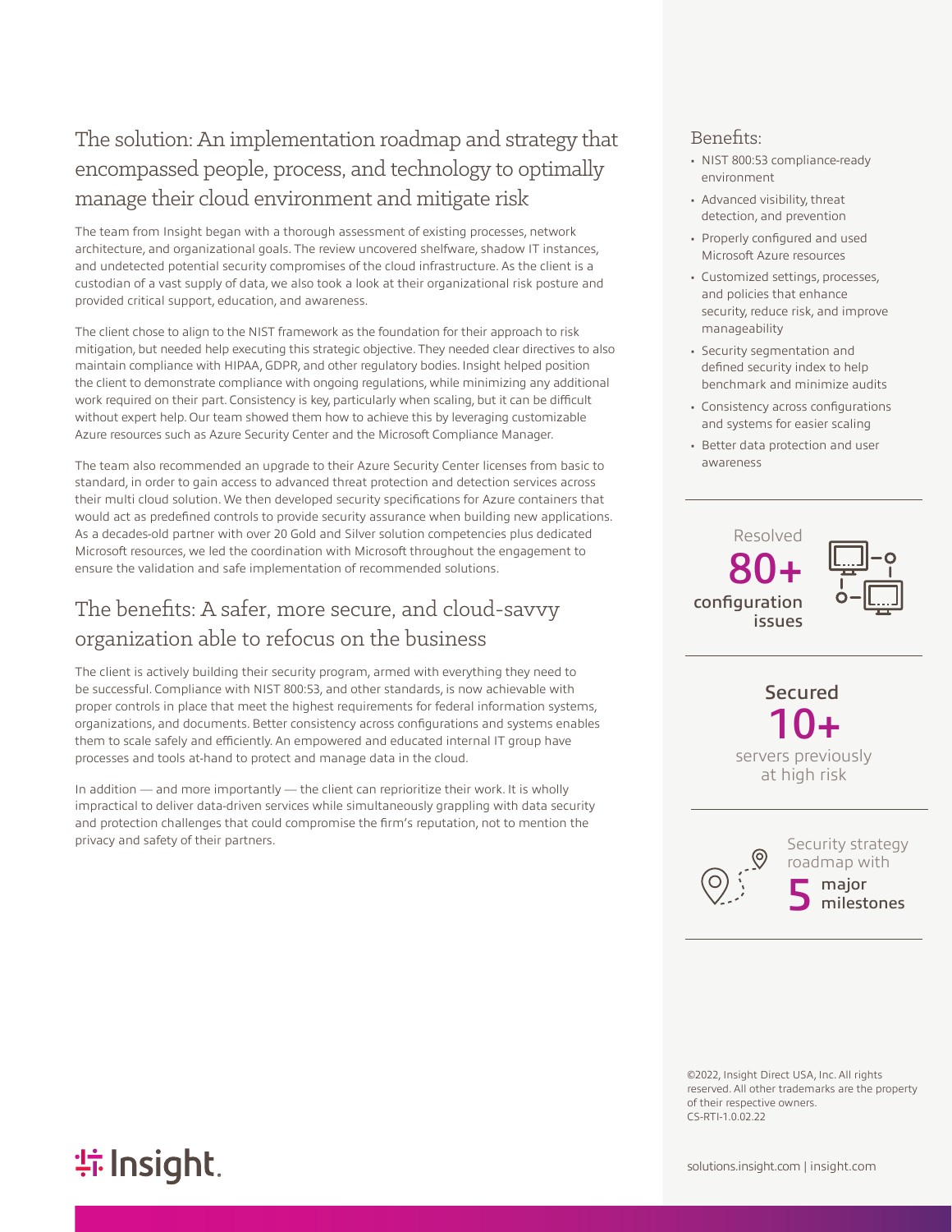## The solution: An implementation roadmap and strategy that encompassed people, process, and technology to optimally manage their cloud environment and mitigate risk

The team from Insight began with a thorough assessment of existing processes, network architecture, and organizational goals. The review uncovered shelfware, shadow IT instances, and undetected potential security compromises of the cloud infrastructure. As the client is a custodian of a vast supply of data, we also took a look at their organizational risk posture and provided critical support, education, and awareness.

The client chose to align to the NIST framework as the foundation for their approach to risk mitigation, but needed help executing this strategic objective. They needed clear directives to also maintain compliance with HIPAA, GDPR, and other regulatory bodies. Insight helped position the client to demonstrate compliance with ongoing regulations, while minimizing any additional work required on their part. Consistency is key, particularly when scaling, but it can be difficult without expert help. Our team showed them how to achieve this by leveraging customizable Azure resources such as Azure Security Center and the Microsoft Compliance Manager.

The team also recommended an upgrade to their Azure Security Center licenses from basic to standard, in order to gain access to advanced threat protection and detection services across their multi cloud solution. We then developed security specifications for Azure containers that would act as predefined controls to provide security assurance when building new applications. As a decades-old partner with over 20 Gold and Silver solution competencies plus dedicated Microsoft resources, we led the coordination with Microsoft throughout the engagement to ensure the validation and safe implementation of recommended solutions.

## The benefits: A safer, more secure, and cloud-savvy organization able to refocus on the business

The client is actively building their security program, armed with everything they need to be successful. Compliance with NIST 800:53, and other standards, is now achievable with proper controls in place that meet the highest requirements for federal information systems, organizations, and documents. Better consistency across configurations and systems enables them to scale safely and efficiently. An empowered and educated internal IT group have processes and tools at-hand to protect and manage data in the cloud.

In addition — and more importantly — the client can reprioritize their work. It is wholly impractical to deliver data-driven services while simultaneously grappling with data security and protection challenges that could compromise the firm's reputation, not to mention the privacy and safety of their partners.

### Benefits:

- NIST 800:53 compliance-ready environment
- Advanced visibility, threat detection, and prevention
- Properly configured and used Microsoft Azure resources
- Customized settings, processes, and policies that enhance security, reduce risk, and improve manageability
- Security segmentation and defined security index to help benchmark and minimize audits
- Consistency across configurations and systems for easier scaling
- Better data protection and user awareness

Resolved **80+** configuration issues

Secured **10+** servers previously at high risk

Security strategy roadmap with **5** major milestones

©2022, Insight Direct USA, Inc. All rights reserved. All other trademarks are the property of their respective owners. CS-RTI-1.0.02.22

solutions.insight.com | insight.com